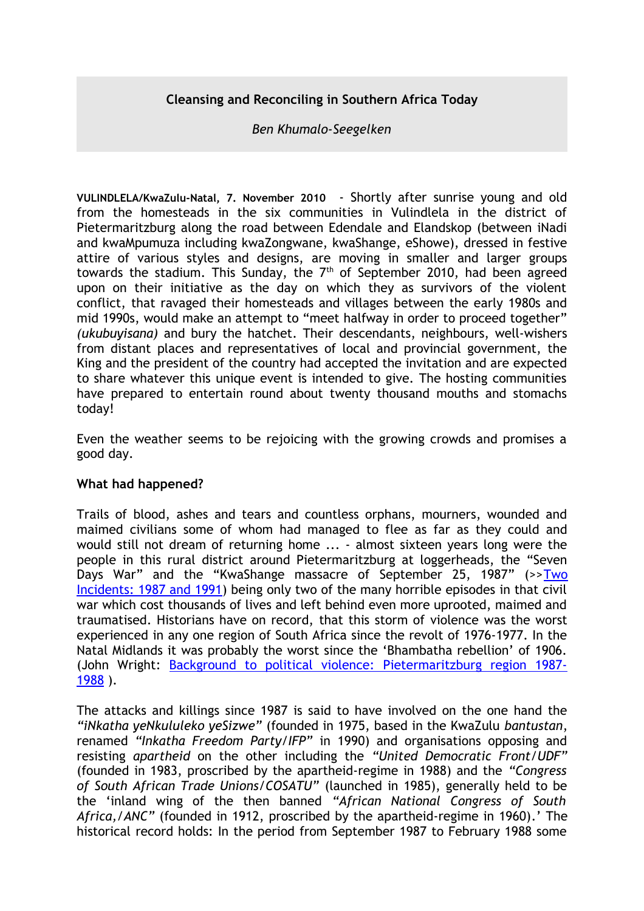**Cleansing and Reconciling in Southern Africa Today**

*Ben Khumalo-Seegelken*

**VULINDLELA/KwaZulu-Natal, 7. November 2010** - Shortly after sunrise young and old from the homesteads in the six communities in Vulindlela in the district of Pietermaritzburg along the road between Edendale and Elandskop (between iNadi and kwaMpumuza including kwaZongwane, kwaShange, eShowe), dressed in festive attire of various styles and designs, are moving in smaller and larger groups towards the stadium. This Sunday, the 7th of September 2010, had been agreed upon on their initiative as the day on which they as survivors of the violent conflict, that ravaged their homesteads and villages between the early 1980s and mid 1990s, would make an attempt to "meet halfway in order to proceed together" *(ukubuyisana)* and bury the hatchet. Their descendants, neighbours, well-wishers from distant places and representatives of local and provincial government, the King and the president of the country had accepted the invitation and are expected to share whatever this unique event is intended to give. The hosting communities have prepared to entertain round about twenty thousand mouths and stomachs today!

Even the weather seems to be rejoicing with the growing crowds and promises a good day.

**What had happened?**

Trails of blood, ashes and tears and countless orphans, mourners, wounded and maimed civilians some of whom had managed to flee as far as they could and would still not dream of returning home ... - almost sixteen years long were the people in this rural district around Pietermaritzburg at loggerheads, the "Seven Days War" and the "KwaShange massacre of September 25, 1987" (>>Two Incidents: 1987 and 1991) being only two of the many horrible episodes in that civil war which cost thousands of lives and left behind even more uprooted, maimed and traumatised. Historians have on record, that this storm of violence was the worst experienced in any one region of South Africa since the revolt of 1976-1977. In the Natal Midlands it was probably the worst since the 'Bhambatha rebellion' of 1906. (John Wright: Background to political violence: Pietermaritzburg region 1987-1988 ).

The attacks and killings since 1987 is said to have involved on the one hand the *"iNkatha yeNkululeko yeSizwe"* (founded in 1975, based in the KwaZulu *bantustan*, renamed *"Inkatha Freedom Party/IFP"* in 1990) and organisations opposing and resisting *apartheid* on the other including the *"United Democratic Front/UDF"* (founded in 1983, proscribed by the apartheid-regime in 1988) and the *"Congress of South African Trade Unions/COSATU"* (launched in 1985), generally held to be the 'inland wing of the then banned *"African National Congress of South Africa,/ANC"* (founded in 1912, proscribed by the apartheid-regime in 1960).' The historical record holds: In the period from September 1987 to February 1988 some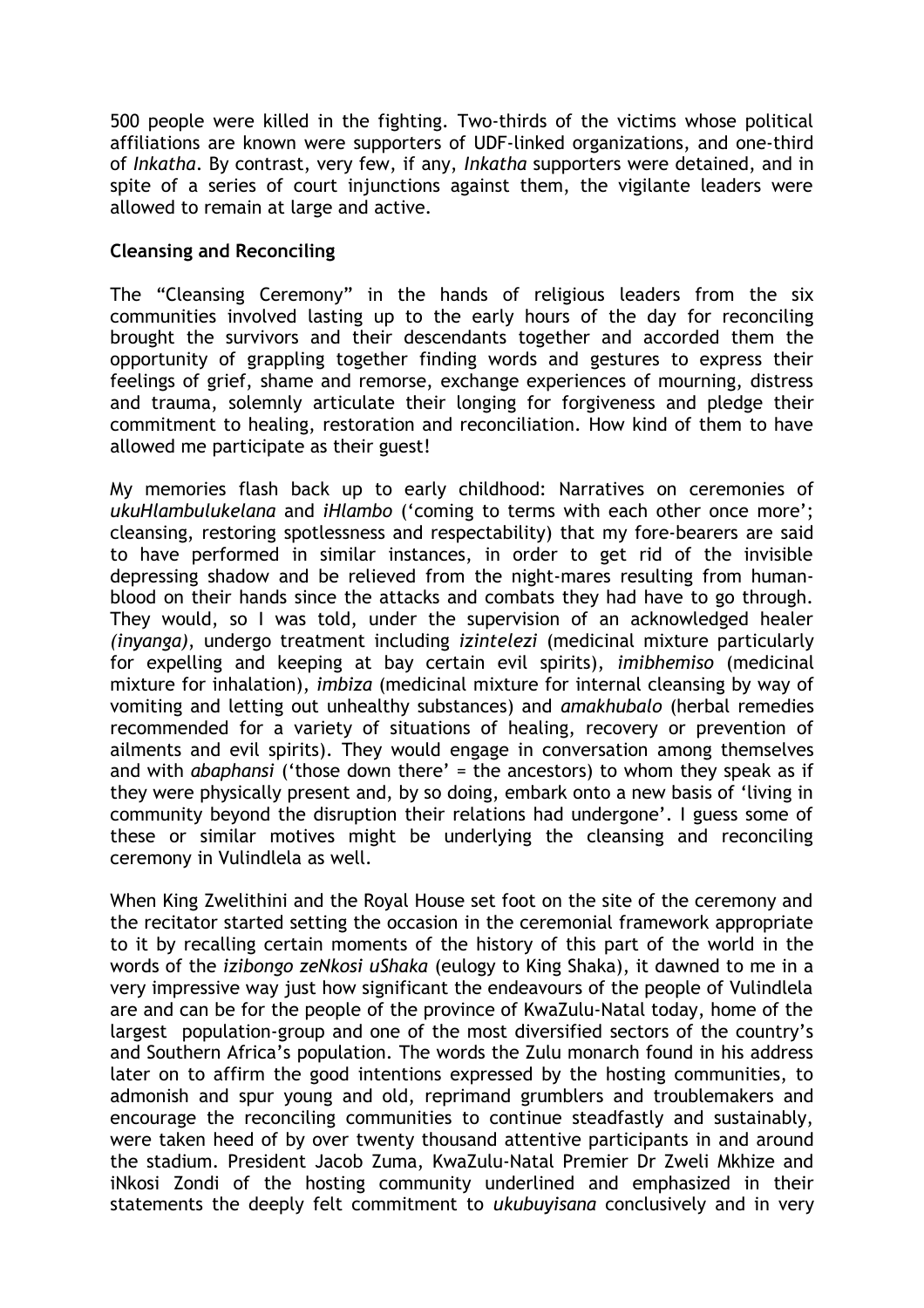500 people were killed in the fighting. Two-thirds of the victims whose political affiliations are known were supporters of UDF-linked organizations, and one-third of *Inkatha*. By contrast, very few, if any, *Inkatha* supporters were detained, and in spite of a series of court injunctions against them, the vigilante leaders were allowed to remain at large and active.

**Cleansing and Reconciling**

The "Cleansing Ceremony" in the hands of religious leaders from the six communities involved lasting up to the early hours of the day for reconciling brought the survivors and their descendants together and accorded them the opportunity of grappling together finding words and gestures to express their feelings of grief, shame and remorse, exchange experiences of mourning, distress and trauma, solemnly articulate their longing for forgiveness and pledge their commitment to healing, restoration and reconciliation. How kind of them to have allowed me participate as their guest!

My memories flash back up to early childhood: Narratives on ceremonies of *ukuHlambulukelana* and *iHlambo* ('coming to terms with each other once more'; cleansing, restoring spotlessness and respectability) that my fore-bearers are said to have performed in similar instances, in order to get rid of the invisible depressing shadow and be relieved from the night-mares resulting from human-blood on their hands since the attacks and combats they had have to go through. They would, so I was told, under the supervision of an acknowledged healer *(inyanga)*, undergo treatment including *izintelezi* (medicinal mixture particularly for expelling and keeping at bay certain evil spirits), *imibhemiso* (medicinal mixture for inhalation), *imbiza* (medicinal mixture for internal cleansing by way of vomiting and letting out unhealthy substances) and *amakhubalo* (herbal remedies recommended for a variety of situations of healing, recovery or prevention of ailments and evil spirits). They would engage in conversation among themselves and with *abaphansi* ('those down there' = the ancestors) to whom they speak as if they were physically present and, by so doing, embark onto a new basis of 'living in community beyond the disruption their relations had undergone'. I guess some of these or similar motives might be underlying the cleansing and reconciling ceremony in Vulindlela as well.

When King Zwelithini and the Royal House set foot on the site of the ceremony and the recitator started setting the occasion in the ceremonial framework appropriate to it by recalling certain moments of the history of this part of the world in the words of the *izibongo zeNkosi uShaka* (eulogy to King Shaka), it dawned to me in a very impressive way just how significant the endeavours of the people of Vulindlela are and can be for the people of the province of KwaZulu-Natal today, home of the largest population-group and one of the most diversified sectors of the country's and Southern Africa's population. The words the Zulu monarch found in his address later on to affirm the good intentions expressed by the hosting communities, to admonish and spur young and old, reprimand grumblers and troublemakers and encourage the reconciling communities to continue steadfastly and sustainably, were taken heed of by over twenty thousand attentive participants in and around the stadium. President Jacob Zuma, KwaZulu-Natal Premier Dr Zweli Mkhize and iNkosi Zondi of the hosting community underlined and emphasized in their statements the deeply felt commitment to *ukubuyisana* conclusively and in very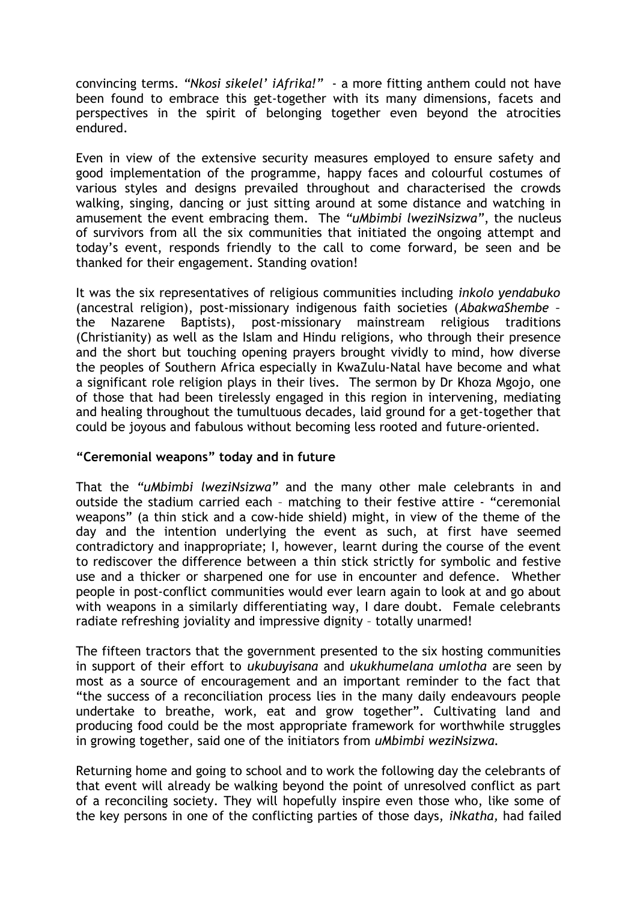convincing terms. *"Nkosi sikelel' iAfrika!"* - a more fitting anthem could not have been found to embrace this get-together with its many dimensions, facets and perspectives in the spirit of belonging together even beyond the atrocities endured.

Even in view of the extensive security measures employed to ensure safety and good implementation of the programme, happy faces and colourful costumes of various styles and designs prevailed throughout and characterised the crowds walking, singing, dancing or just sitting around at some distance and watching in amusement the event embracing them. The *"uMbimbi lweziNsizwa"*, the nucleus of survivors from all the six communities that initiated the ongoing attempt and today's event, responds friendly to the call to come forward, be seen and be thanked for their engagement. Standing ovation!

It was the six representatives of religious communities including *inkolo yendabuko* (ancestral religion), post-missionary indigenous faith societies (*AbakwaShembe* – the Nazarene Baptists), post-missionary mainstream religious traditions (Christianity) as well as the Islam and Hindu religions, who through their presence and the short but touching opening prayers brought vividly to mind, how diverse the peoples of Southern Africa especially in KwaZulu-Natal have become and what a significant role religion plays in their lives. The sermon by Dr Khoza Mgojo, one of those that had been tirelessly engaged in this region in intervening, mediating and healing throughout the tumultuous decades, laid ground for a get-together that could be joyous and fabulous without becoming less rooted and future-oriented.

### "Ceremonial weapons" today and in future

That the *"uMbimbi lweziNsizwa"* and the many other male celebrants in and outside the stadium carried each – matching to their festive attire - "ceremonial weapons" (a thin stick and a cow-hide shield) might, in view of the theme of the day and the intention underlying the event as such, at first have seemed contradictory and inappropriate; I, however, learnt during the course of the event to rediscover the difference between a thin stick strictly for symbolic and festive use and a thicker or sharpened one for use in encounter and defence. Whether people in post-conflict communities would ever learn again to look at and go about with weapons in a similarly differentiating way, I dare doubt. Female celebrants radiate refreshing joviality and impressive dignity – totally unarmed!

The fifteen tractors that the government presented to the six hosting communities in support of their effort to *ukubuyisana* and *ukukhumelana umlotha* are seen by most as a source of encouragement and an important reminder to the fact that "the success of a reconciliation process lies in the many daily endeavours people undertake to breathe, work, eat and grow together". Cultivating land and producing food could be the most appropriate framework for worthwhile struggles in growing together, said one of the initiators from *uMbimbi weziNsizwa.*

Returning home and going to school and to work the following day the celebrants of that event will already be walking beyond the point of unresolved conflict as part of a reconciling society. They will hopefully inspire even those who, like some of the key persons in one of the conflicting parties of those days, *iNkatha,* had failed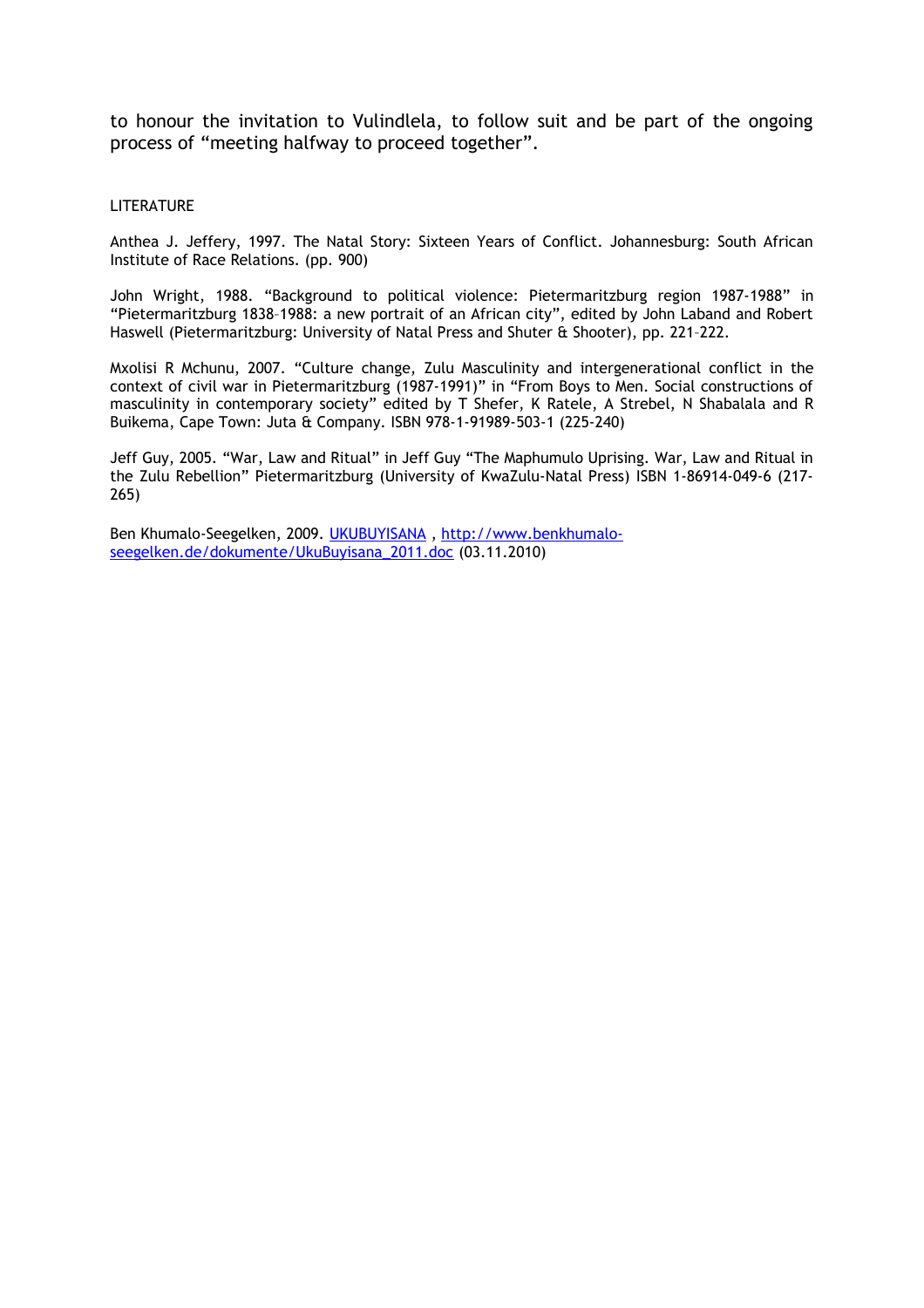to honour the invitation to Vulindlela, to follow suit and be part of the ongoing process of "meeting halfway to proceed together".

LITERATURE

Anthea J. Jeffery, 1997. The Natal Story: Sixteen Years of Conflict. Johannesburg: South African Institute of Race Relations. (pp. 900)

John Wright, 1988. "Background to political violence: Pietermaritzburg region 1987-1988" in "Pietermaritzburg 1838–1988: a new portrait of an African city", edited by John Laband and Robert Haswell (Pietermaritzburg: University of Natal Press and Shuter & Shooter), pp. 221–222.

Mxolisi R Mchunu, 2007. "Culture change, Zulu Masculinity and intergenerational conflict in the context of civil war in Pietermaritzburg (1987-1991)" in "From Boys to Men. Social constructions of masculinity in contemporary society" edited by T Shefer, K Ratele, A Strebel, N Shabalala and R Buikema, Cape Town: Juta & Company. ISBN 978-1-91989-503-1 (225-240)

Jeff Guy, 2005. "War, Law and Ritual" in Jeff Guy "The Maphumulo Uprising. War, Law and Ritual in the Zulu Rebellion" Pietermaritzburg (University of KwaZulu-Natal Press) ISBN 1-86914-049-6 (217-265)

Ben Khumalo-Seegelken, 2009. UKUBUYISANA , http://www.benkhumalo-seegelken.de/dokumente/UkuBuyisana_2011.doc (03.11.2010)